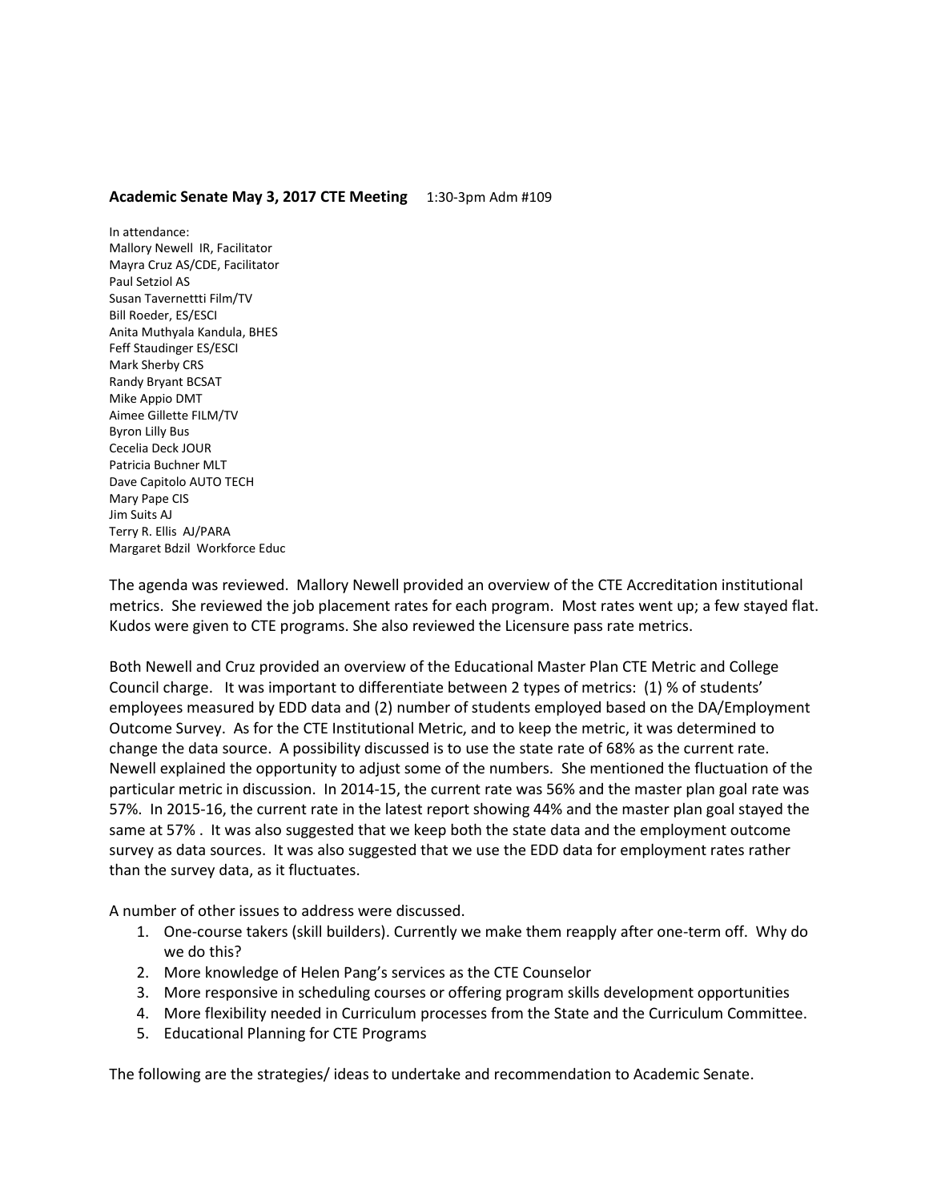**Academic Senate May 3, 2017 CTE Meeting** 1:30-3pm Adm #109

In attendance:
Mallory Newell IR, Facilitator
Mayra Cruz AS/CDE, Facilitator
Paul Setziol AS
Susan Tavernettti Film/TV
Bill Roeder, ES/ESCI
Anita Muthyala Kandula, BHES
Feff Staudinger ES/ESCI
Mark Sherby CRS
Randy Bryant BCSAT
Mike Appio DMT
Aimee Gillette FILM/TV
Byron Lilly Bus
Cecelia Deck JOUR
Patricia Buchner MLT
Dave Capitolo AUTO TECH
Mary Pape CIS
Jim Suits AJ
Terry R. Ellis AJ/PARA
Margaret Bdzil Workforce Educ

The agenda was reviewed. Mallory Newell provided an overview of the CTE Accreditation institutional metrics. She reviewed the job placement rates for each program. Most rates went up; a few stayed flat. Kudos were given to CTE programs. She also reviewed the Licensure pass rate metrics.

Both Newell and Cruz provided an overview of the Educational Master Plan CTE Metric and College Council charge. It was important to differentiate between 2 types of metrics: (1) % of students' employees measured by EDD data and (2) number of students employed based on the DA/Employment Outcome Survey. As for the CTE Institutional Metric, and to keep the metric, it was determined to change the data source. A possibility discussed is to use the state rate of 68% as the current rate. Newell explained the opportunity to adjust some of the numbers. She mentioned the fluctuation of the particular metric in discussion. In 2014-15, the current rate was 56% and the master plan goal rate was 57%. In 2015-16, the current rate in the latest report showing 44% and the master plan goal stayed the same at 57% . It was also suggested that we keep both the state data and the employment outcome survey as data sources. It was also suggested that we use the EDD data for employment rates rather than the survey data, as it fluctuates.

A number of other issues to address were discussed.

1. One-course takers (skill builders). Currently we make them reapply after one-term off. Why do we do this?
2. More knowledge of Helen Pang's services as the CTE Counselor
3. More responsive in scheduling courses or offering program skills development opportunities
4. More flexibility needed in Curriculum processes from the State and the Curriculum Committee.
5. Educational Planning for CTE Programs

The following are the strategies/ ideas to undertake and recommendation to Academic Senate.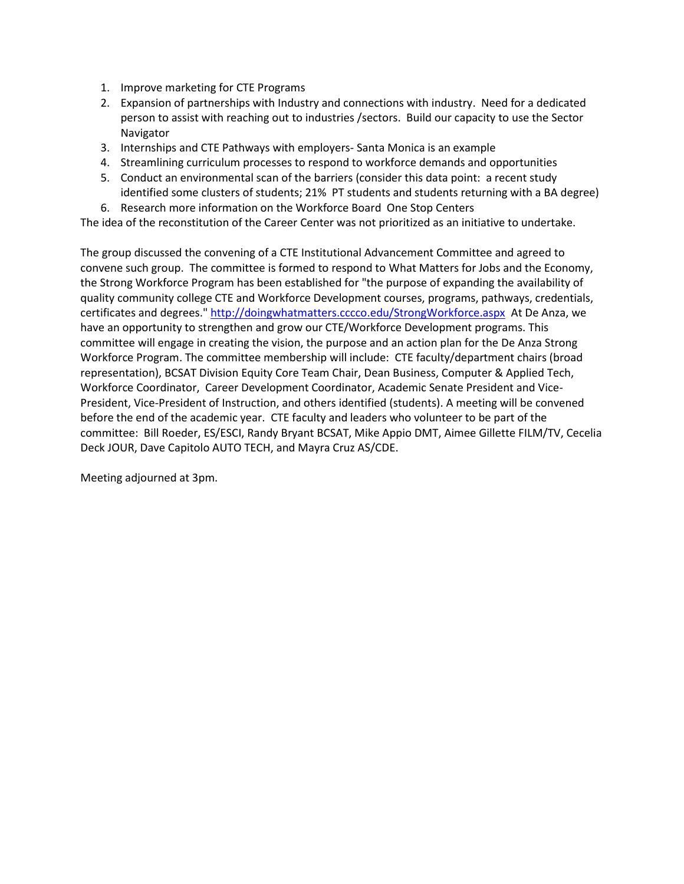1. Improve marketing for CTE Programs
2. Expansion of partnerships with Industry and connections with industry. Need for a dedicated person to assist with reaching out to industries /sectors. Build our capacity to use the Sector Navigator
3. Internships and CTE Pathways with employers- Santa Monica is an example
4. Streamlining curriculum processes to respond to workforce demands and opportunities
5. Conduct an environmental scan of the barriers (consider this data point: a recent study identified some clusters of students; 21% PT students and students returning with a BA degree)
6. Research more information on the Workforce Board One Stop Centers

The idea of the reconstitution of the Career Center was not prioritized as an initiative to undertake.

The group discussed the convening of a CTE Institutional Advancement Committee and agreed to convene such group. The committee is formed to respond to What Matters for Jobs and the Economy, the Strong Workforce Program has been established for "the purpose of expanding the availability of quality community college CTE and Workforce Development courses, programs, pathways, credentials, certificates and degrees." http://doingwhatmatters.cccco.edu/StrongWorkforce.aspx At De Anza, we have an opportunity to strengthen and grow our CTE/Workforce Development programs. This committee will engage in creating the vision, the purpose and an action plan for the De Anza Strong Workforce Program. The committee membership will include: CTE faculty/department chairs (broad representation), BCSAT Division Equity Core Team Chair, Dean Business, Computer & Applied Tech, Workforce Coordinator, Career Development Coordinator, Academic Senate President and Vice-President, Vice-President of Instruction, and others identified (students). A meeting will be convened before the end of the academic year. CTE faculty and leaders who volunteer to be part of the committee: Bill Roeder, ES/ESCI, Randy Bryant BCSAT, Mike Appio DMT, Aimee Gillette FILM/TV, Cecelia Deck JOUR, Dave Capitolo AUTO TECH, and Mayra Cruz AS/CDE.

Meeting adjourned at 3pm.